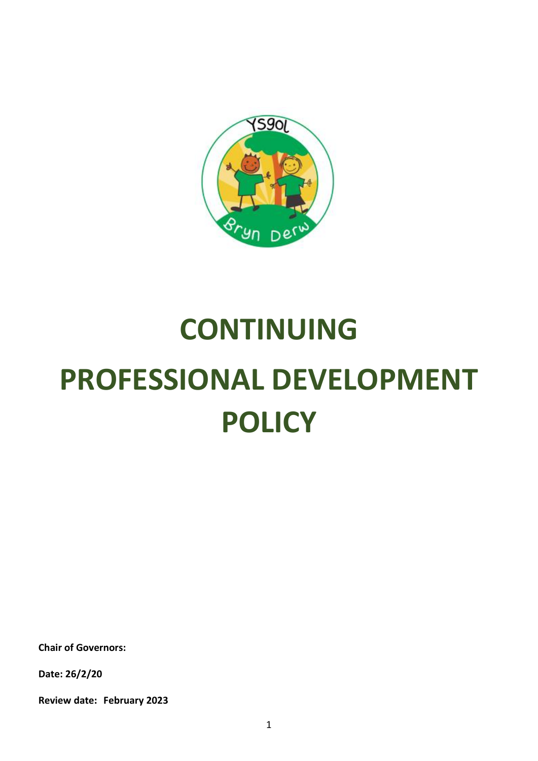# CONTINUING PROFESSIONAL DEVELOPMENT POLICY

**Chair of Governors:**

**Date: 26/2/20**

**Review date: February 2023**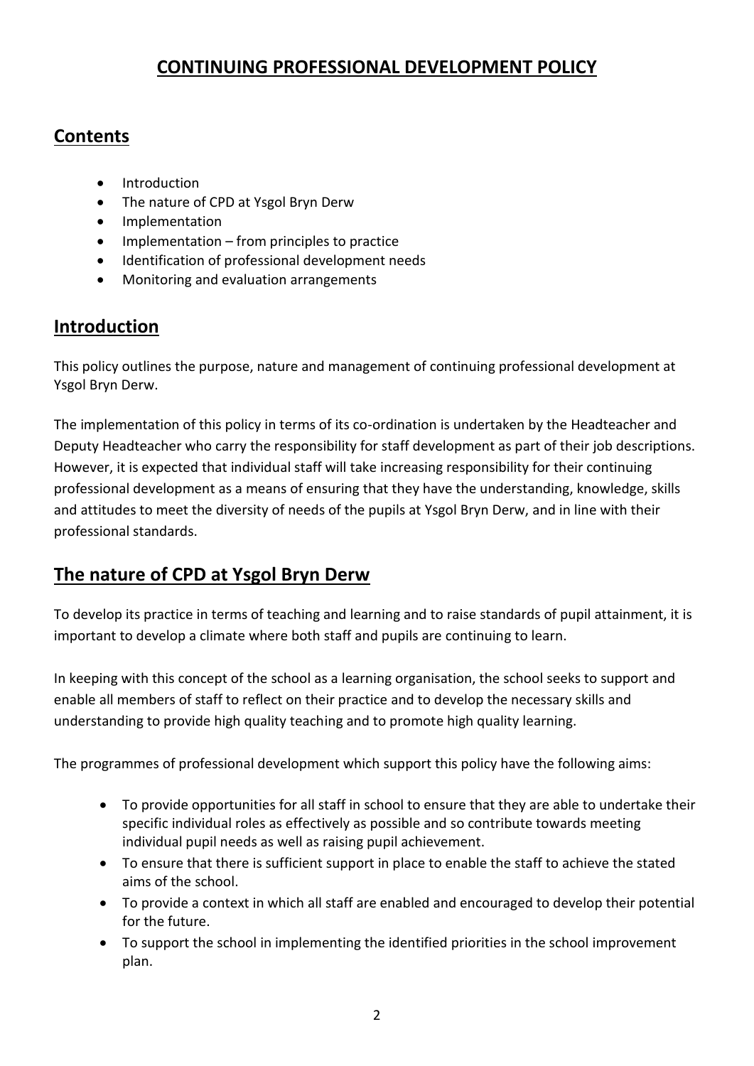# CONTINUING PROFESSIONAL DEVELOPMENT POLICY

## Contents

- Introduction
- The nature of CPD at Ysgol Bryn Derw
- Implementation
- Implementation – from principles to practice
- Identification of professional development needs
- Monitoring and evaluation arrangements

## Introduction

This policy outlines the purpose, nature and management of continuing professional development at Ysgol Bryn Derw.

The implementation of this policy in terms of its co-ordination is undertaken by the Headteacher and Deputy Headteacher who carry the responsibility for staff development as part of their job descriptions. However, it is expected that individual staff will take increasing responsibility for their continuing professional development as a means of ensuring that they have the understanding, knowledge, skills and attitudes to meet the diversity of needs of the pupils at Ysgol Bryn Derw, and in line with their professional standards.

## The nature of CPD at Ysgol Bryn Derw

To develop its practice in terms of teaching and learning and to raise standards of pupil attainment, it is important to develop a climate where both staff and pupils are continuing to learn.

In keeping with this concept of the school as a learning organisation, the school seeks to support and enable all members of staff to reflect on their practice and to develop the necessary skills and understanding to provide high quality teaching and to promote high quality learning.

The programmes of professional development which support this policy have the following aims:

- To provide opportunities for all staff in school to ensure that they are able to undertake their specific individual roles as effectively as possible and so contribute towards meeting individual pupil needs as well as raising pupil achievement.
- To ensure that there is sufficient support in place to enable the staff to achieve the stated aims of the school.
- To provide a context in which all staff are enabled and encouraged to develop their potential for the future.
- To support the school in implementing the identified priorities in the school improvement plan.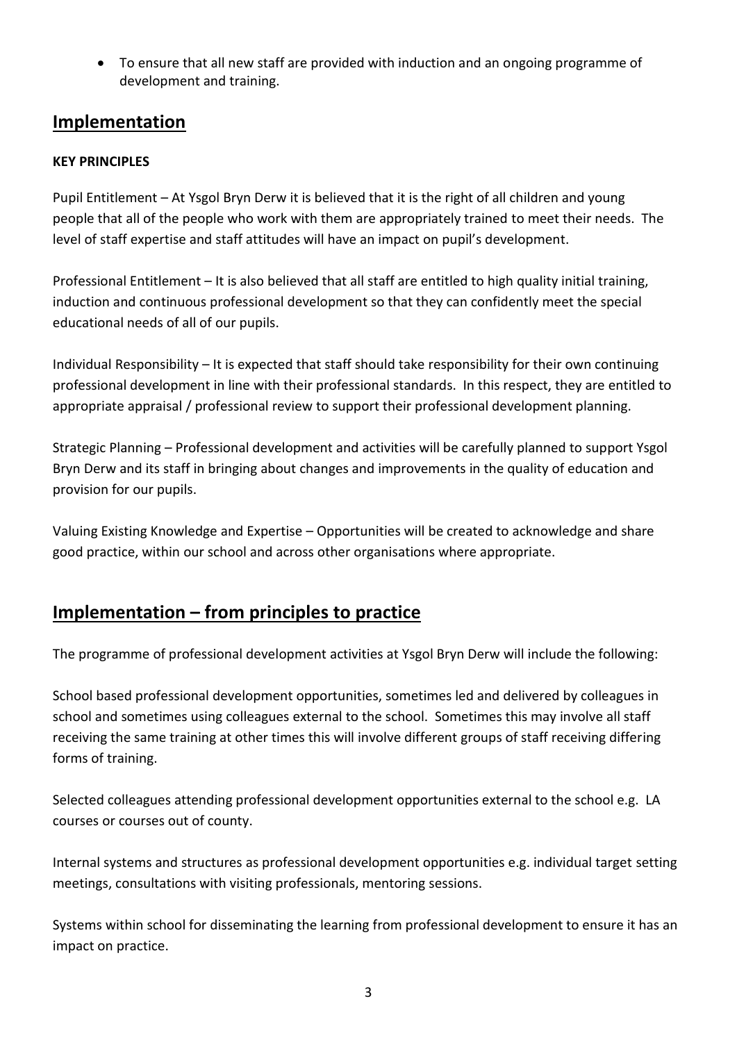- To ensure that all new staff are provided with induction and an ongoing programme of development and training.

## Implementation

**KEY PRINCIPLES**

Pupil Entitlement – At Ysgol Bryn Derw it is believed that it is the right of all children and young people that all of the people who work with them are appropriately trained to meet their needs. The level of staff expertise and staff attitudes will have an impact on pupil's development.

Professional Entitlement – It is also believed that all staff are entitled to high quality initial training, induction and continuous professional development so that they can confidently meet the special educational needs of all of our pupils.

Individual Responsibility – It is expected that staff should take responsibility for their own continuing professional development in line with their professional standards. In this respect, they are entitled to appropriate appraisal / professional review to support their professional development planning.

Strategic Planning – Professional development and activities will be carefully planned to support Ysgol Bryn Derw and its staff in bringing about changes and improvements in the quality of education and provision for our pupils.

Valuing Existing Knowledge and Expertise – Opportunities will be created to acknowledge and share good practice, within our school and across other organisations where appropriate.

## Implementation – from principles to practice

The programme of professional development activities at Ysgol Bryn Derw will include the following:

School based professional development opportunities, sometimes led and delivered by colleagues in school and sometimes using colleagues external to the school. Sometimes this may involve all staff receiving the same training at other times this will involve different groups of staff receiving differing forms of training.

Selected colleagues attending professional development opportunities external to the school e.g. LA courses or courses out of county.

Internal systems and structures as professional development opportunities e.g. individual target setting meetings, consultations with visiting professionals, mentoring sessions.

Systems within school for disseminating the learning from professional development to ensure it has an impact on practice.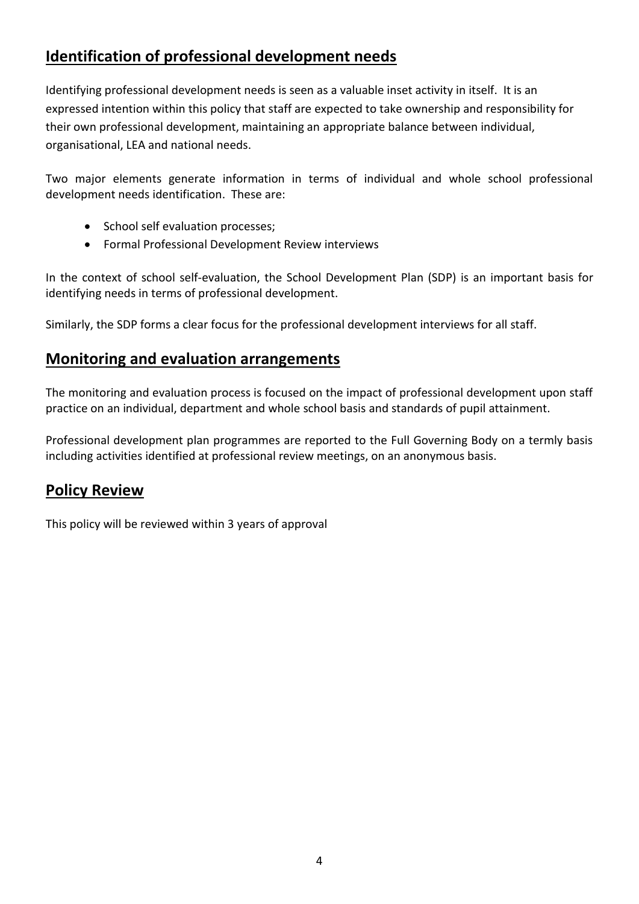## Identification of professional development needs

Identifying professional development needs is seen as a valuable inset activity in itself. It is an expressed intention within this policy that staff are expected to take ownership and responsibility for their own professional development, maintaining an appropriate balance between individual, organisational, LEA and national needs.

Two major elements generate information in terms of individual and whole school professional development needs identification. These are:

- School self evaluation processes;
- Formal Professional Development Review interviews

In the context of school self-evaluation, the School Development Plan (SDP) is an important basis for identifying needs in terms of professional development.

Similarly, the SDP forms a clear focus for the professional development interviews for all staff.

## Monitoring and evaluation arrangements

The monitoring and evaluation process is focused on the impact of professional development upon staff practice on an individual, department and whole school basis and standards of pupil attainment.

Professional development plan programmes are reported to the Full Governing Body on a termly basis including activities identified at professional review meetings, on an anonymous basis.

## Policy Review

This policy will be reviewed within 3 years of approval